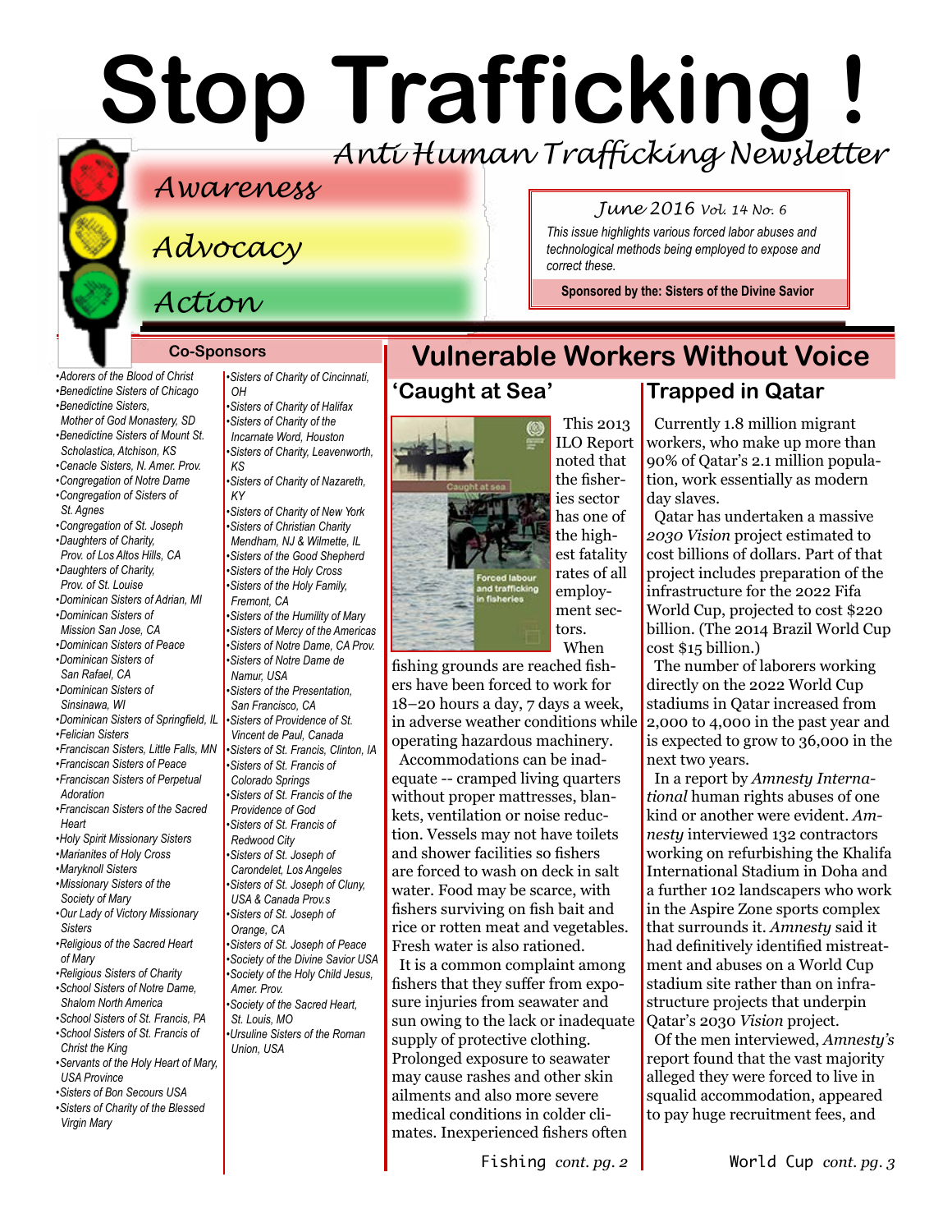# Stop Trafficking !

*Anti Human Trafficking Newsletter*

*Awareness*

*Advocacy*

*Action*

*June 2016 Vol. 14 No. 6*

*This issue highlights various forced labor abuses and technological methods being employed to expose and correct these.*

**Sponsored by the: Sisters of the Divine Savior**

### Co-Sponsors

- *Adorers of the Blood of Christ*
- *Benedictine Sisters of Chicago*
- *Benedictine Sisters, Mother of God Monastery, SD*
- *Benedictine Sisters of Mount St. Scholastica, Atchison, KS*
- *Cenacle Sisters, N. Amer. Prov.*
- *Congregation of Notre Dame*
- *Congregation of Sisters of St. Agnes*
- *Congregation of St. Joseph*
- *Daughters of Charity, Prov. of Los Altos Hills, CA*
- *Daughters of Charity, Prov. of St. Louise*
- *Dominican Sisters of Adrian, MI*
- *Dominican Sisters of Mission San Jose, CA*
- *Dominican Sisters of Peace*
- *Dominican Sisters of San Rafael, CA*
- *Dominican Sisters of Sinsinawa, WI*
- *Dominican Sisters of Springfield, IL*
- *Felician Sisters*
- *Franciscan Sisters, Little Falls, MN*
- *Franciscan Sisters of Peace*
- *Franciscan Sisters of Perpetual Adoration*
- *Franciscan Sisters of the Sacred Heart*
- *Holy Spirit Missionary Sisters*
- *Marianites of Holy Cross*
- *Maryknoll Sisters*
- *Missionary Sisters of the Society of Mary*
- *Our Lady of Victory Missionary Sisters*
- *Religious of the Sacred Heart of Mary*
- *Religious Sisters of Charity*
- *School Sisters of Notre Dame, Shalom North America*
- *School Sisters of St. Francis, PA*
- *School Sisters of St. Francis of Christ the King*
- *Servants of the Holy Heart of Mary, USA Province*
- *Sisters of Bon Secours USA*
- *Sisters of Charity of the Blessed Virgin Mary*
- *Sisters of Charity of Cincinnati, OH*
- *Sisters of Charity of Halifax*
- *Sisters of Charity of the Incarnate Word, Houston*
- *Sisters of Charity, Leavenworth, KS*
- *Sisters of Charity of Nazareth, KY*
- *Sisters of Charity of New York*
- *Sisters of Christian Charity Mendham, NJ & Wilmette, IL*
- *Sisters of the Good Shepherd*
- *Sisters of the Holy Cross*
- *Sisters of the Holy Family, Fremont, CA*
- *Sisters of the Humility of Mary*
- *Sisters of Mercy of the Americas*
- *Sisters of Notre Dame, CA Prov.*
- *Sisters of Notre Dame de Namur, USA*
- *Sisters of the Presentation, San Francisco, CA*
- *Sisters of Providence of St. Vincent de Paul, Canada*
- *Sisters of St. Francis, Clinton, IA*
- *Sisters of St. Francis of Colorado Springs*
- *Sisters of St. Francis of the Providence of God*
- *Sisters of St. Francis of Redwood City*
- *Sisters of St. Joseph of Carondelet, Los Angeles*
- *Sisters of St. Joseph of Cluny, USA & Canada Prov.s*
- *Sisters of St. Joseph of Orange, CA*
- *Sisters of St. Joseph of Peace*
- *Society of the Divine Savior USA*
- *Society of the Holy Child Jesus, Amer. Prov.*
- *Society of the Sacred Heart, St. Louis, MO*
- *Ursuline Sisters of the Roman Union, USA*

## Vulnerable Workers Without Voice

### 'Caught at Sea'

This 2013 ILO Report noted that the fisheries sector has one of the highest fatality rates of all employment sectors.

When fishing grounds are reached fishers have been forced to work for 18–20 hours a day, 7 days a week, in adverse weather conditions while operating hazardous machinery.

Accommodations can be inadequate -- cramped living quarters without proper mattresses, blankets, ventilation or noise reduction. Vessels may not have toilets and shower facilities so fishers are forced to wash on deck in salt water. Food may be scarce, with fishers surviving on fish bait and rice or rotten meat and vegetables. Fresh water is also rationed.

It is a common complaint among fishers that they suffer from exposure injuries from seawater and sun owing to the lack or inadequate supply of protective clothing. Prolonged exposure to seawater may cause rashes and other skin ailments and also more severe medical conditions in colder climates. Inexperienced fishers often

Fishing *cont. pg. 2*

### Trapped in Qatar

Currently 1.8 million migrant workers, who make up more than 90% of Qatar's 2.1 million population, work essentially as modern day slaves.

Qatar has undertaken a massive *2030 Vision* project estimated to cost billions of dollars. Part of that project includes preparation of the infrastructure for the 2022 Fifa World Cup, projected to cost $220 billion. (The 2014 Brazil World Cup cost $15 billion.)

The number of laborers working directly on the 2022 World Cup stadiums in Qatar increased from 2,000 to 4,000 in the past year and is expected to grow to 36,000 in the next two years.

In a report by *Amnesty International* human rights abuses of one kind or another were evident. *Amnesty* interviewed 132 contractors working on refurbishing the Khalifa International Stadium in Doha and a further 102 landscapers who work in the Aspire Zone sports complex that surrounds it. *Amnesty* said it had definitively identified mistreatment and abuses on a World Cup stadium site rather than on infrastructure projects that underpin Qatar's 2030 *Vision* project.

Of the men interviewed, *Amnesty's* report found that the vast majority alleged they were forced to live in squalid accommodation, appeared to pay huge recruitment fees, and

World Cup *cont. pg. 3*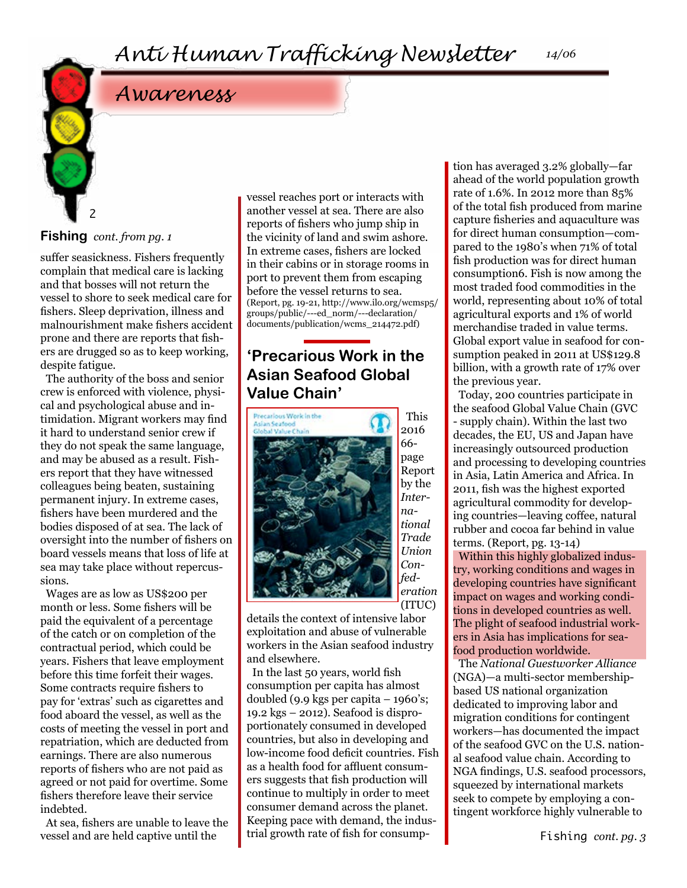## Awareness

### Fishing *cont. from pg. 1*

suffer seasickness. Fishers frequently complain that medical care is lacking and that bosses will not return the vessel to shore to seek medical care for fishers. Sleep deprivation, illness and malnourishment make fishers accident prone and there are reports that fishers are drugged so as to keep working, despite fatigue.

The authority of the boss and senior crew is enforced with violence, physical and psychological abuse and intimidation. Migrant workers may find it hard to understand senior crew if they do not speak the same language, and may be abused as a result. Fishers report that they have witnessed colleagues being beaten, sustaining permanent injury. In extreme cases, fishers have been murdered and the bodies disposed of at sea. The lack of oversight into the number of fishers on board vessels means that loss of life at sea may take place without repercussions.

Wages are as low as US$200 per month or less. Some fishers will be paid the equivalent of a percentage of the catch or on completion of the contractual period, which could be years. Fishers that leave employment before this time forfeit their wages. Some contracts require fishers to pay for 'extras' such as cigarettes and food aboard the vessel, as well as the costs of meeting the vessel in port and repatriation, which are deducted from earnings. There are also numerous reports of fishers who are not paid as agreed or not paid for overtime. Some fishers therefore leave their service indebted.

At sea, fishers are unable to leave the vessel and are held captive until the vessel reaches port or interacts with another vessel at sea. There are also reports of fishers who jump ship in the vicinity of land and swim ashore. In extreme cases, fishers are locked in their cabins or in storage rooms in port to prevent them from escaping before the vessel returns to sea. (Report, pg. 19-21, http://www.ilo.org/wcmsp5/groups/public/---ed_norm/---declaration/documents/publication/wcms_214472.pdf)

### 'Precarious Work in the Asian Seafood Global Value Chain'

This 2016 66-page Report by the *International Trade Union Confederation* (ITUC) details the context of intensive labor exploitation and abuse of vulnerable workers in the Asian seafood industry and elsewhere.

In the last 50 years, world fish consumption per capita has almost doubled (9.9 kgs per capita – 1960's; 19.2 kgs – 2012). Seafood is disproportionately consumed in developed countries, but also in developing and low-income food deficit countries. Fish as a health food for affluent consumers suggests that fish production will continue to multiply in order to meet consumer demand across the planet. Keeping pace with demand, the industrial growth rate of fish for consumption has averaged 3.2% globally—far ahead of the world population growth rate of 1.6%. In 2012 more than 85% of the total fish produced from marine capture fisheries and aquaculture was for direct human consumption—compared to the 1980's when 71% of total fish production was for direct human consumption6. Fish is now among the most traded food commodities in the world, representing about 10% of total agricultural exports and 1% of world merchandise traded in value terms. Global export value in seafood for consumption peaked in 2011 at US$129.8 billion, with a growth rate of 17% over the previous year.

Today, 200 countries participate in the seafood Global Value Chain (GVC - supply chain). Within the last two decades, the EU, US and Japan have increasingly outsourced production and processing to developing countries in Asia, Latin America and Africa. In 2011, fish was the highest exported agricultural commodity for developing countries—leaving coffee, natural rubber and cocoa far behind in value terms. (Report, pg. 13-14)

Within this highly globalized industry, working conditions and wages in developing countries have significant impact on wages and working conditions in developed countries as well. The plight of seafood industrial workers in Asia has implications for seafood production worldwide.

The *National Guestworker Alliance* (NGA)—a multi-sector membership-based US national organization dedicated to improving labor and migration conditions for contingent workers—has documented the impact of the seafood GVC on the U.S. national seafood value chain. According to NGA findings, U.S. seafood processors, squeezed by international markets seek to compete by employing a contingent workforce highly vulnerable to

Fishing *cont. pg. 3*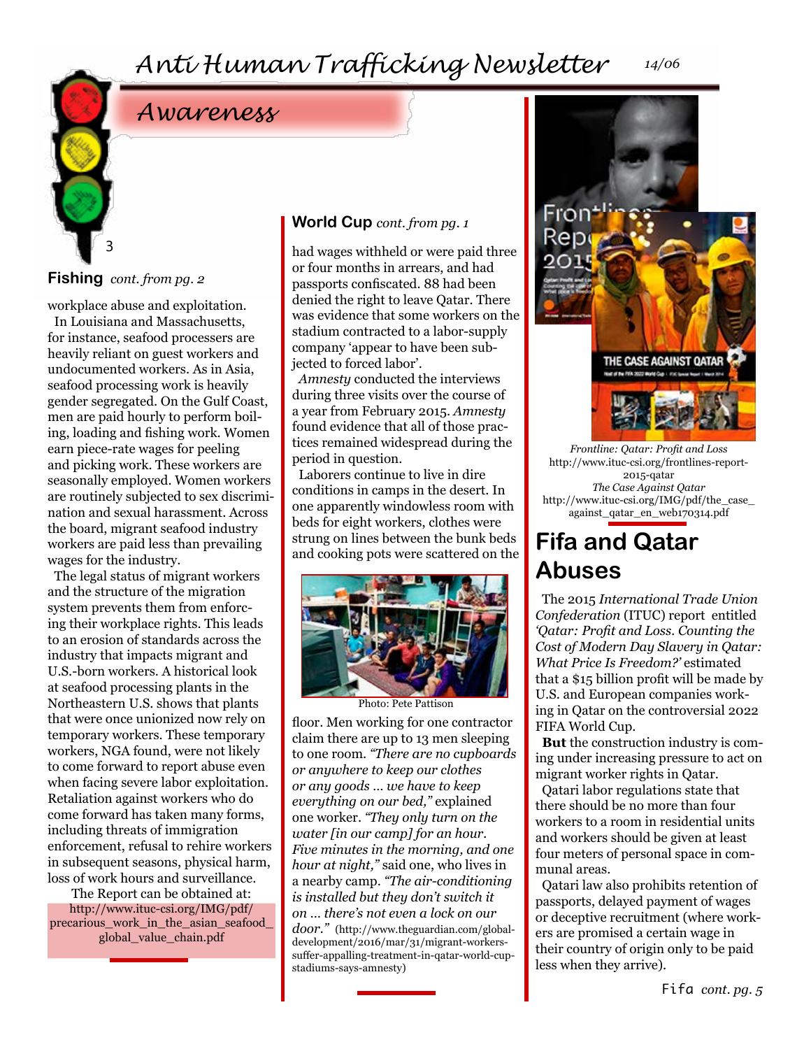## Awareness

### Fishing *cont. from pg. 2*

workplace abuse and exploitation.

In Louisiana and Massachusetts, for instance, seafood processers are heavily reliant on guest workers and undocumented workers. As in Asia, seafood processing work is heavily gender segregated. On the Gulf Coast, men are paid hourly to perform boiling, loading and fishing work. Women earn piece-rate wages for peeling and picking work. These workers are seasonally employed. Women workers are routinely subjected to sex discrimination and sexual harassment. Across the board, migrant seafood industry workers are paid less than prevailing wages for the industry.

The legal status of migrant workers and the structure of the migration system prevents them from enforcing their workplace rights. This leads to an erosion of standards across the industry that impacts migrant and U.S.-born workers. A historical look at seafood processing plants in the Northeastern U.S. shows that plants that were once unionized now rely on temporary workers. These temporary workers, NGA found, were not likely to come forward to report abuse even when facing severe labor exploitation. Retaliation against workers who do come forward has taken many forms, including threats of immigration enforcement, refusal to rehire workers in subsequent seasons, physical harm, loss of work hours and surveillance.

The Report can be obtained at: http://www.ituc-csi.org/IMG/pdf/precarious_work_in_the_asian_seafood_global_value_chain.pdf

### World Cup *cont. from pg. 1*

had wages withheld or were paid three or four months in arrears, and had passports confiscated. 88 had been denied the right to leave Qatar. There was evidence that some workers on the stadium contracted to a labor-supply company 'appear to have been subjected to forced labor'.

*Amnesty* conducted the interviews during three visits over the course of a year from February 2015. *Amnesty* found evidence that all of those practices remained widespread during the period in question.

Laborers continue to live in dire conditions in camps in the desert. In one apparently windowless room with beds for eight workers, clothes were strung on lines between the bunk beds and cooking pots were scattered on the floor. Men working for one contractor claim there are up to 13 men sleeping to one room. *"There are no cupboards or anywhere to keep our clothes or any goods … we have to keep everything on our bed,"* explained one worker. *"They only turn on the water [in our camp] for an hour. Five minutes in the morning, and one hour at night,"* said one, who lives in a nearby camp. *"The air-conditioning is installed but they don't switch it on … there's not even a lock on our door."* (http://www.theguardian.com/global-development/2016/mar/31/migrant-workers-suffer-appalling-treatment-in-qatar-world-cup-stadiums-says-amnesty)

Photo: Pete Pattison

*Frontline: Qatar: Profit and Loss*
http://www.ituc-csi.org/frontlines-report-2015-qatar
*The Case Against Qatar*
http://www.ituc-csi.org/IMG/pdf/the_case_against_qatar_en_web170314.pdf

## Fifa and Qatar Abuses

The 2015 *International Trade Union Confederation* (ITUC) report entitled *'Qatar: Profit and Loss. Counting the Cost of Modern Day Slavery in Qatar: What Price Is Freedom?'* estimated that a $15 billion profit will be made by U.S. and European companies working in Qatar on the controversial 2022 FIFA World Cup.

**But** the construction industry is coming under increasing pressure to act on migrant worker rights in Qatar.

Qatari labor regulations state that there should be no more than four workers to a room in residential units and workers should be given at least four meters of personal space in communal areas.

Qatari law also prohibits retention of passports, delayed payment of wages or deceptive recruitment (where workers are promised a certain wage in their country of origin only to be paid less when they arrive).

Fifa *cont. pg. 5*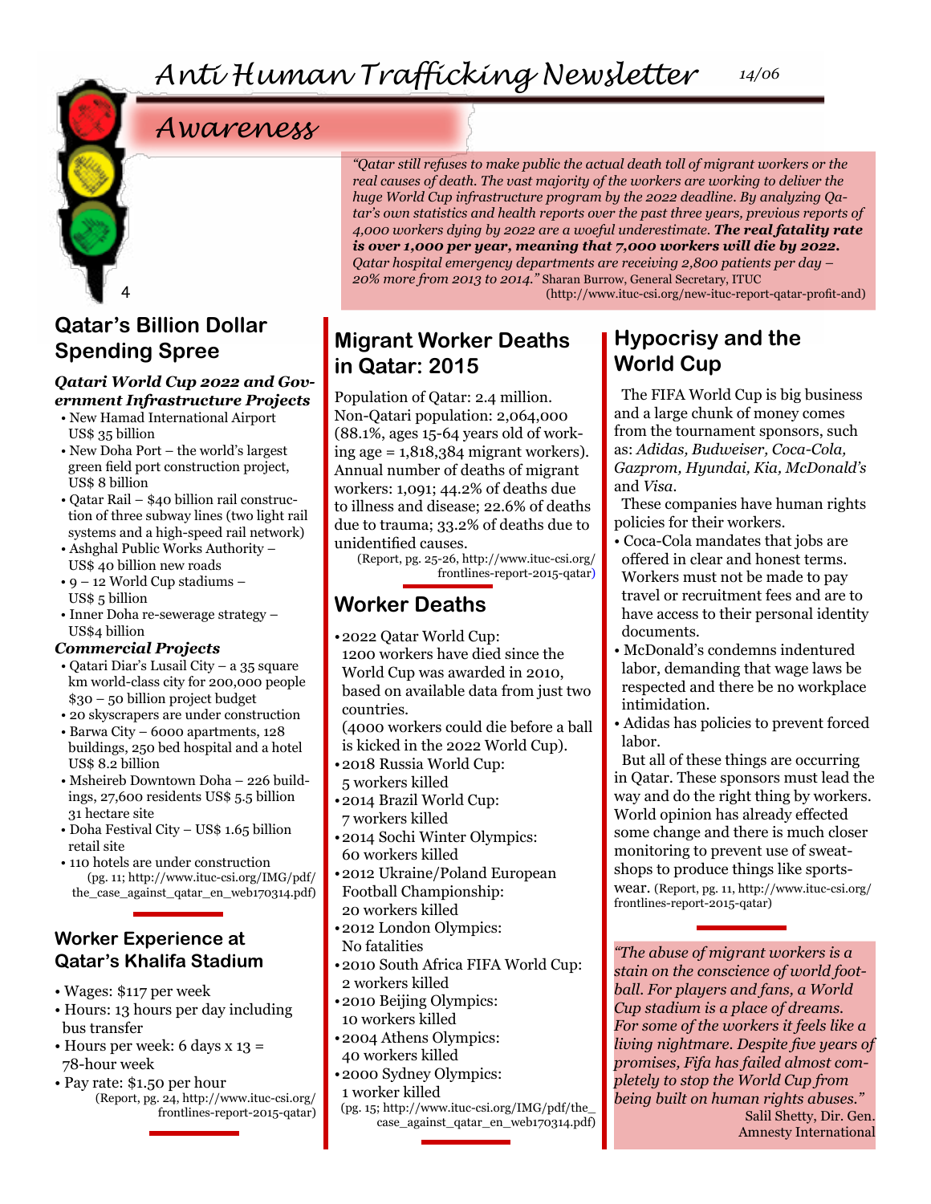# Anti Human Trafficking Newsletter

14/06

## Awareness

> *"Qatar still refuses to make public the actual death toll of migrant workers or the real causes of death. The vast majority of the workers are working to deliver the huge World Cup infrastructure program by the 2022 deadline. By analyzing Qatar's own statistics and health reports over the past three years, previous reports of 4,000 workers dying by 2022 are a woeful underestimate.* ***The real fatality rate is over 1,000 per year, meaning that 7,000 workers will die by 2022.*** *Qatar hospital emergency departments are receiving 2,800 patients per day – 20% more from 2013 to 2014."* Sharan Burrow, General Secretary, ITUC (http://www.ituc-csi.org/new-ituc-report-qatar-profit-and)

## Qatar's Billion Dollar Spending Spree

### *Qatari World Cup 2022 and Government Infrastructure Projects*

- New Hamad International Airport US$ 35 billion
- New Doha Port – the world's largest green field port construction project, US$ 8 billion
- Qatar Rail – $40 billion rail construction of three subway lines (two light rail systems and a high-speed rail network)
- Ashghal Public Works Authority – US$ 40 billion new roads
- 9 – 12 World Cup stadiums – US$ 5 billion
- Inner Doha re-sewerage strategy – US$4 billion

### *Commercial Projects*

- Qatari Diar's Lusail City – a 35 square km world-class city for 200,000 people $30 – 50 billion project budget
- 20 skyscrapers are under construction
- Barwa City – 6000 apartments, 128 buildings, 250 bed hospital and a hotel US$ 8.2 billion
- Msheireb Downtown Doha – 226 buildings, 27,600 residents US$ 5.5 billion 31 hectare site
- Doha Festival City – US$ 1.65 billion retail site
- 110 hotels are under construction

(pg. 11; http://www.ituc-csi.org/IMG/pdf/the_case_against_qatar_en_web170314.pdf)

## Worker Experience at Qatar's Khalifa Stadium

- Wages: $117 per week
- Hours: 13 hours per day including bus transfer
- Hours per week: 6 days x 13 = 78-hour week
- Pay rate: $1.50 per hour

(Report, pg. 24, http://www.ituc-csi.org/frontlines-report-2015-qatar)

## Migrant Worker Deaths in Qatar: 2015

Population of Qatar: 2.4 million. Non-Qatari population: 2,064,000 (88.1%, ages 15-64 years old of working age = 1,818,384 migrant workers). Annual number of deaths of migrant workers: 1,091; 44.2% of deaths due to illness and disease; 22.6% of deaths due to trauma; 33.2% of deaths due to unidentified causes.

(Report, pg. 25-26, http://www.ituc-csi.org/frontlines-report-2015-qatar)

## Worker Deaths

- 2022 Qatar World Cup: 1200 workers have died since the World Cup was awarded in 2010, based on available data from just two countries. (4000 workers could die before a ball is kicked in the 2022 World Cup).
- 2018 Russia World Cup: 5 workers killed
- 2014 Brazil World Cup: 7 workers killed
- 2014 Sochi Winter Olympics: 60 workers killed
- 2012 Ukraine/Poland European Football Championship: 20 workers killed
- 2012 London Olympics: No fatalities
- 2010 South Africa FIFA World Cup: 2 workers killed
- 2010 Beijing Olympics: 10 workers killed
- 2004 Athens Olympics: 40 workers killed
- 2000 Sydney Olympics: 1 worker killed

(pg. 15; http://www.ituc-csi.org/IMG/pdf/the_case_against_qatar_en_web170314.pdf)

## Hypocrisy and the World Cup

The FIFA World Cup is big business and a large chunk of money comes from the tournament sponsors, such as: *Adidas, Budweiser, Coca-Cola, Gazprom, Hyundai, Kia, McDonald's* and *Visa*.

These companies have human rights policies for their workers.

- Coca-Cola mandates that jobs are offered in clear and honest terms. Workers must not be made to pay travel or recruitment fees and are to have access to their personal identity documents.
- McDonald's condemns indentured labor, demanding that wage laws be respected and there be no workplace intimidation.
- Adidas has policies to prevent forced labor.

But all of these things are occurring in Qatar. These sponsors must lead the way and do the right thing by workers. World opinion has already effected some change and there is much closer monitoring to prevent use of sweatshops to produce things like sportswear. (Report, pg. 11, http://www.ituc-csi.org/frontlines-report-2015-qatar)

> *"The abuse of migrant workers is a stain on the conscience of world football. For players and fans, a World Cup stadium is a place of dreams. For some of the workers it feels like a living nightmare. Despite five years of promises, Fifa has failed almost completely to stop the World Cup from being built on human rights abuses."* Salil Shetty, Dir. Gen. Amnesty International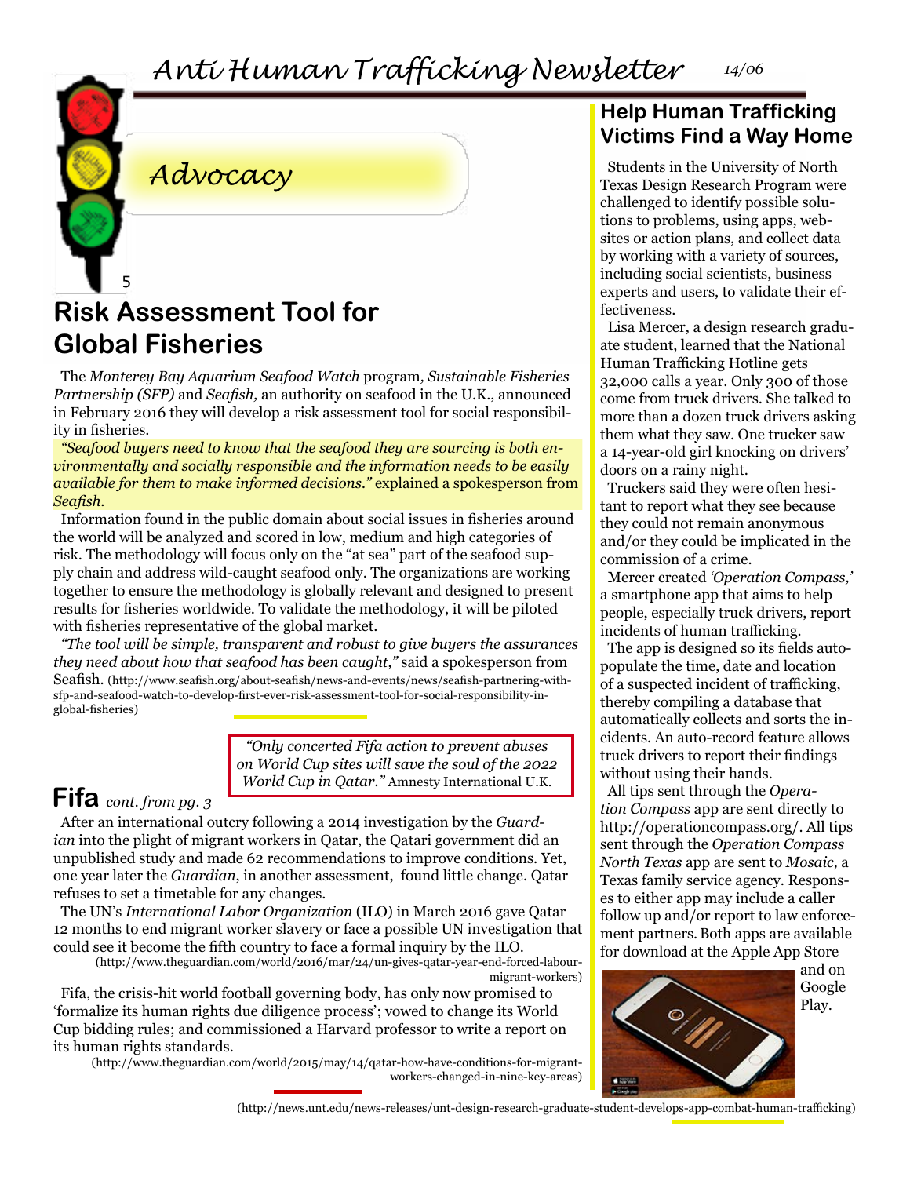# Advocacy

## Risk Assessment Tool for Global Fisheries

The *Monterey Bay Aquarium Seafood Watch* program, *Sustainable Fisheries Partnership (SFP)* and *Seafish,* an authority on seafood in the U.K., announced in February 2016 they will develop a risk assessment tool for social responsibility in fisheries.

*"Seafood buyers need to know that the seafood they are sourcing is both environmentally and socially responsible and the information needs to be easily available for them to make informed decisions."* explained a spokesperson from *Seafish.*

Information found in the public domain about social issues in fisheries around the world will be analyzed and scored in low, medium and high categories of risk. The methodology will focus only on the "at sea" part of the seafood supply chain and address wild-caught seafood only. The organizations are working together to ensure the methodology is globally relevant and designed to present results for fisheries worldwide. To validate the methodology, it will be piloted with fisheries representative of the global market.

*"The tool will be simple, transparent and robust to give buyers the assurances they need about how that seafood has been caught,"* said a spokesperson from Seafish. (http://www.seafish.org/about-seafish/news-and-events/news/seafish-partnering-with-sfp-and-seafood-watch-to-develop-first-ever-risk-assessment-tool-for-social-responsibility-in-global-fisheries)

> *"Only concerted Fifa action to prevent abuses on World Cup sites will save the soul of the 2022 World Cup in Qatar."* Amnesty International U.K.

## Fifa *cont. from pg. 3*

After an international outcry following a 2014 investigation by the *Guardian* into the plight of migrant workers in Qatar, the Qatari government did an unpublished study and made 62 recommendations to improve conditions. Yet, one year later the *Guardian*, in another assessment, found little change. Qatar refuses to set a timetable for any changes.

The UN's *International Labor Organization* (ILO) in March 2016 gave Qatar 12 months to end migrant worker slavery or face a possible UN investigation that could see it become the fifth country to face a formal inquiry by the ILO.
(http://www.theguardian.com/world/2016/mar/24/un-gives-qatar-year-end-forced-labour-migrant-workers)

Fifa, the crisis-hit world football governing body, has only now promised to 'formalize its human rights due diligence process'; vowed to change its World Cup bidding rules; and commissioned a Harvard professor to write a report on its human rights standards.
(http://www.theguardian.com/world/2015/may/14/qatar-how-have-conditions-for-migrant-workers-changed-in-nine-key-areas)

## Help Human Trafficking Victims Find a Way Home

Students in the University of North Texas Design Research Program were challenged to identify possible solutions to problems, using apps, websites or action plans, and collect data by working with a variety of sources, including social scientists, business experts and users, to validate their effectiveness.

Lisa Mercer, a design research graduate student, learned that the National Human Trafficking Hotline gets 32,000 calls a year. Only 300 of those come from truck drivers. She talked to more than a dozen truck drivers asking them what they saw. One trucker saw a 14-year-old girl knocking on drivers' doors on a rainy night.

Truckers said they were often hesitant to report what they see because they could not remain anonymous and/or they could be implicated in the commission of a crime.

Mercer created *'Operation Compass,'* a smartphone app that aims to help people, especially truck drivers, report incidents of human trafficking.

The app is designed so its fields autopopulate the time, date and location of a suspected incident of trafficking, thereby compiling a database that automatically collects and sorts the incidents. An auto-record feature allows truck drivers to report their findings without using their hands.

All tips sent through the *Operation Compass* app are sent directly to http://operationcompass.org/. All tips sent through the *Operation Compass North Texas* app are sent to *Mosaic,* a Texas family service agency. Responses to either app may include a caller follow up and/or report to law enforcement partners. Both apps are available for download at the Apple App Store and on Google Play.

(http://news.unt.edu/news-releases/unt-design-research-graduate-student-develops-app-combat-human-trafficking)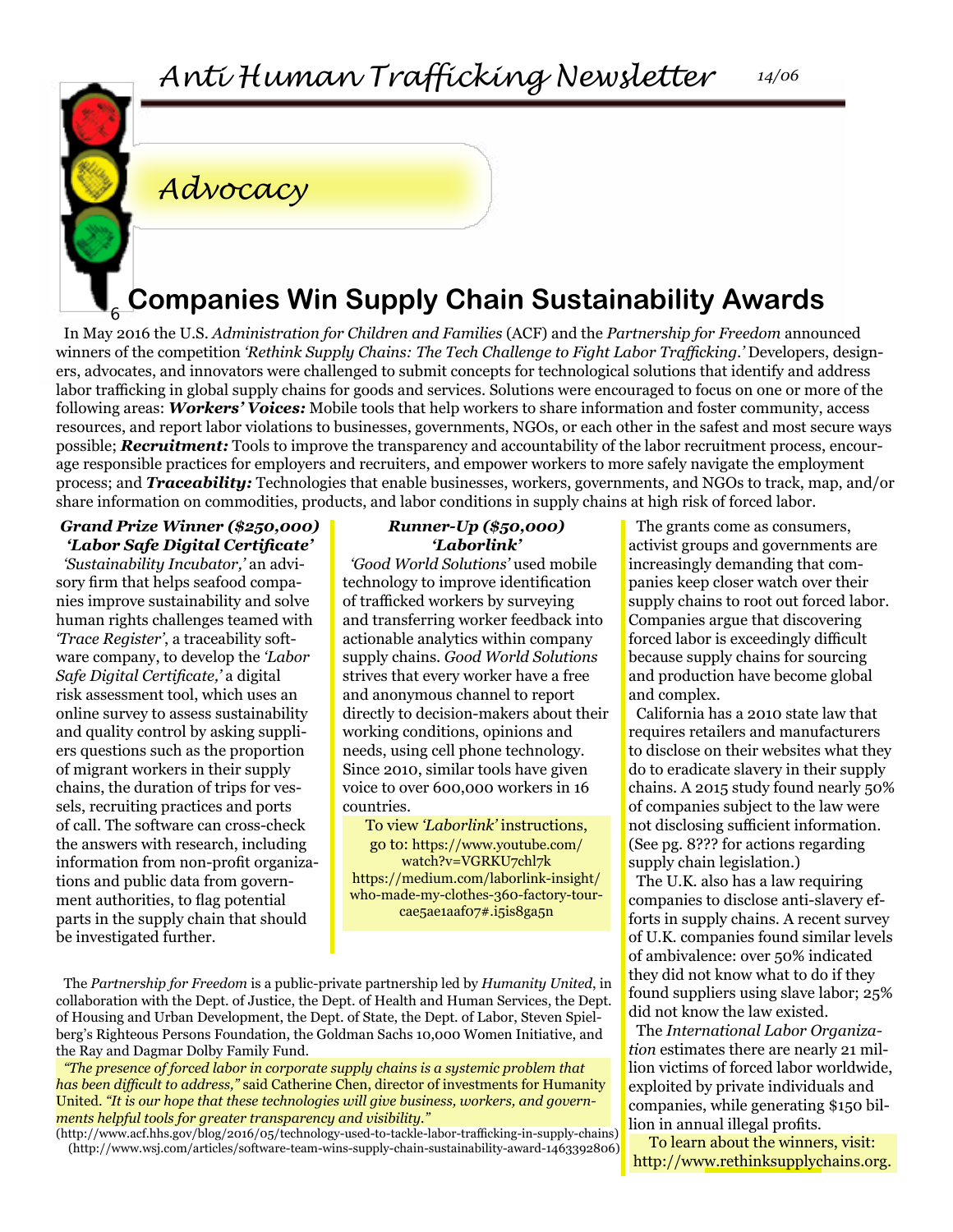## Advocacy

# Companies Win Supply Chain Sustainability Awards

In May 2016 the U.S. *Administration for Children and Families* (ACF) and the *Partnership for Freedom* announced winners of the competition *'Rethink Supply Chains: The Tech Challenge to Fight Labor Trafficking.'* Developers, designers, advocates, and innovators were challenged to submit concepts for technological solutions that identify and address labor trafficking in global supply chains for goods and services. Solutions were encouraged to focus on one or more of the following areas: ***Workers' Voices:*** Mobile tools that help workers to share information and foster community, access resources, and report labor violations to businesses, governments, NGOs, or each other in the safest and most secure ways possible; ***Recruitment:*** Tools to improve the transparency and accountability of the labor recruitment process, encourage responsible practices for employers and recruiters, and empower workers to more safely navigate the employment process; and ***Traceability:*** Technologies that enable businesses, workers, governments, and NGOs to track, map, and/or share information on commodities, products, and labor conditions in supply chains at high risk of forced labor.

***Grand Prize Winner ($250,000)***
***'Labor Safe Digital Certificate'***

*'Sustainability Incubator,'* an advisory firm that helps seafood companies improve sustainability and solve human rights challenges teamed with *'Trace Register'*, a traceability software company, to develop the *'Labor Safe Digital Certificate,'* a digital risk assessment tool, which uses an online survey to assess sustainability and quality control by asking suppliers questions such as the proportion of migrant workers in their supply chains, the duration of trips for vessels, recruiting practices and ports of call. The software can cross-check the answers with research, including information from non-profit organizations and public data from government authorities, to flag potential parts in the supply chain that should be investigated further.

***Runner-Up ($50,000)***
***'Laborlink'***

*'Good World Solutions'* used mobile technology to improve identification of trafficked workers by surveying and transferring worker feedback into actionable analytics within company supply chains. *Good World Solutions* strives that every worker have a free and anonymous channel to report directly to decision-makers about their working conditions, opinions and needs, using cell phone technology. Since 2010, similar tools have given voice to over 600,000 workers in 16 countries.

To view *'Laborlink'* instructions, go to: https://www.youtube.com/watch?v=VGRKU7chl7k https://medium.com/laborlink-insight/who-made-my-clothes-360-factory-tour-cae5ae1aaf07#.i5is8ga5n

The *Partnership for Freedom* is a public-private partnership led by *Humanity United*, in collaboration with the Dept. of Justice, the Dept. of Health and Human Services, the Dept. of Housing and Urban Development, the Dept. of State, the Dept. of Labor, Steven Spielberg's Righteous Persons Foundation, the Goldman Sachs 10,000 Women Initiative, and the Ray and Dagmar Dolby Family Fund.

*"The presence of forced labor in corporate supply chains is a systemic problem that has been difficult to address,"* said Catherine Chen, director of investments for Humanity United. *"It is our hope that these technologies will give business, workers, and governments helpful tools for greater transparency and visibility."*

(http://www.acf.hhs.gov/blog/2016/05/technology-used-to-tackle-labor-trafficking-in-supply-chains)
(http://www.wsj.com/articles/software-team-wins-supply-chain-sustainability-award-1463392806)

The grants come as consumers, activist groups and governments are increasingly demanding that companies keep closer watch over their supply chains to root out forced labor. Companies argue that discovering forced labor is exceedingly difficult because supply chains for sourcing and production have become global and complex.

California has a 2010 state law that requires retailers and manufacturers to disclose on their websites what they do to eradicate slavery in their supply chains. A 2015 study found nearly 50% of companies subject to the law were not disclosing sufficient information. (See pg. 8??? for actions regarding supply chain legislation.)

The U.K. also has a law requiring companies to disclose anti-slavery efforts in supply chains. A recent survey of U.K. companies found similar levels of ambivalence: over 50% indicated they did not know what to do if they found suppliers using slave labor; 25% did not know the law existed.

The *International Labor Organization* estimates there are nearly 21 million victims of forced labor worldwide, exploited by private individuals and companies, while generating $150 billion in annual illegal profits.

To learn about the winners, visit: http://www.rethinksupplychains.org.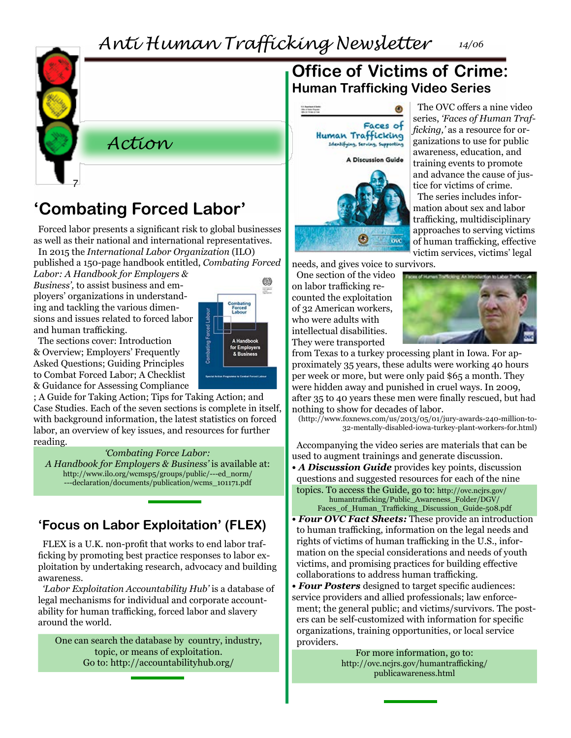# Action

## 'Combating Forced Labor'

Forced labor presents a significant risk to global businesses as well as their national and international representatives.

In 2015 the *International Labor Organization* (ILO) published a 150-page handbook entitled, *Combating Forced Labor: A Handbook for Employers & Business',* to assist business and employers' organizations in understanding and tackling the various dimensions and issues related to forced labor and human trafficking.

The sections cover: Introduction & Overview; Employers' Frequently Asked Questions; Guiding Principles to Combat Forced Labor; A Checklist & Guidance for Assessing Compliance ; A Guide for Taking Action; Tips for Taking Action; and Case Studies. Each of the seven sections is complete in itself, with background information, the latest statistics on forced labor, an overview of key issues, and resources for further reading.

*'Combating Force Labor: A Handbook for Employers & Business'* is available at: http://www.ilo.org/wcmsp5/groups/public/---ed_norm/---declaration/documents/publication/wcms_101171.pdf

## 'Focus on Labor Exploitation' (FLEX)

FLEX is a U.K. non-profit that works to end labor trafficking by promoting best practice responses to labor exploitation by undertaking research, advocacy and building awareness.

*'Labor Exploitation Accountability Hub'* is a database of legal mechanisms for individual and corporate accountability for human trafficking, forced labor and slavery around the world.

One can search the database by country, industry, topic, or means of exploitation. Go to: http://accountabilityhub.org/

## Office of Victims of Crime: Human Trafficking Video Series

The OVC offers a nine video series, *'Faces of Human Trafficking,'* as a resource for organizations to use for public awareness, education, and training events to promote and advance the cause of justice for victims of crime.

The series includes information about sex and labor trafficking, multidisciplinary approaches to serving victims of human trafficking, effective victim services, victims' legal needs, and gives voice to survivors.

One section of the video on labor trafficking recounted the exploitation of 32 American workers, who were adults with intellectual disabilities. They were transported from Texas to a turkey processing plant in Iowa. For approximately 35 years, these adults were working 40 hours per week or more, but were only paid $65 a month. They were hidden away and punished in cruel ways. In 2009, after 35 to 40 years these men were finally rescued, but had nothing to show for decades of labor.

(http://www.foxnews.com/us/2013/05/01/jury-awards-240-million-to-32-mentally-disabled-iowa-turkey-plant-workers-for.html)

Accompanying the video series are materials that can be used to augment trainings and generate discussion.

- ***A Discussion Guide*** provides key points, discussion questions and suggested resources for each of the nine topics. To access the Guide, go to: http://ovc.ncjrs.gov/humantrafficking/Public_Awareness_Folder/DGV/Faces_of_Human_Trafficking_Discussion_Guide-508.pdf
- ***Four OVC Fact Sheets:*** These provide an introduction to human trafficking, information on the legal needs and rights of victims of human trafficking in the U.S., information on the special considerations and needs of youth victims, and promising practices for building effective collaborations to address human trafficking.
- ***Four Posters*** designed to target specific audiences: service providers and allied professionals; law enforcement; the general public; and victims/survivors. The posters can be self-customized with information for specific organizations, training opportunities, or local service providers.

For more information, go to: http://ovc.ncjrs.gov/humantrafficking/publicawareness.html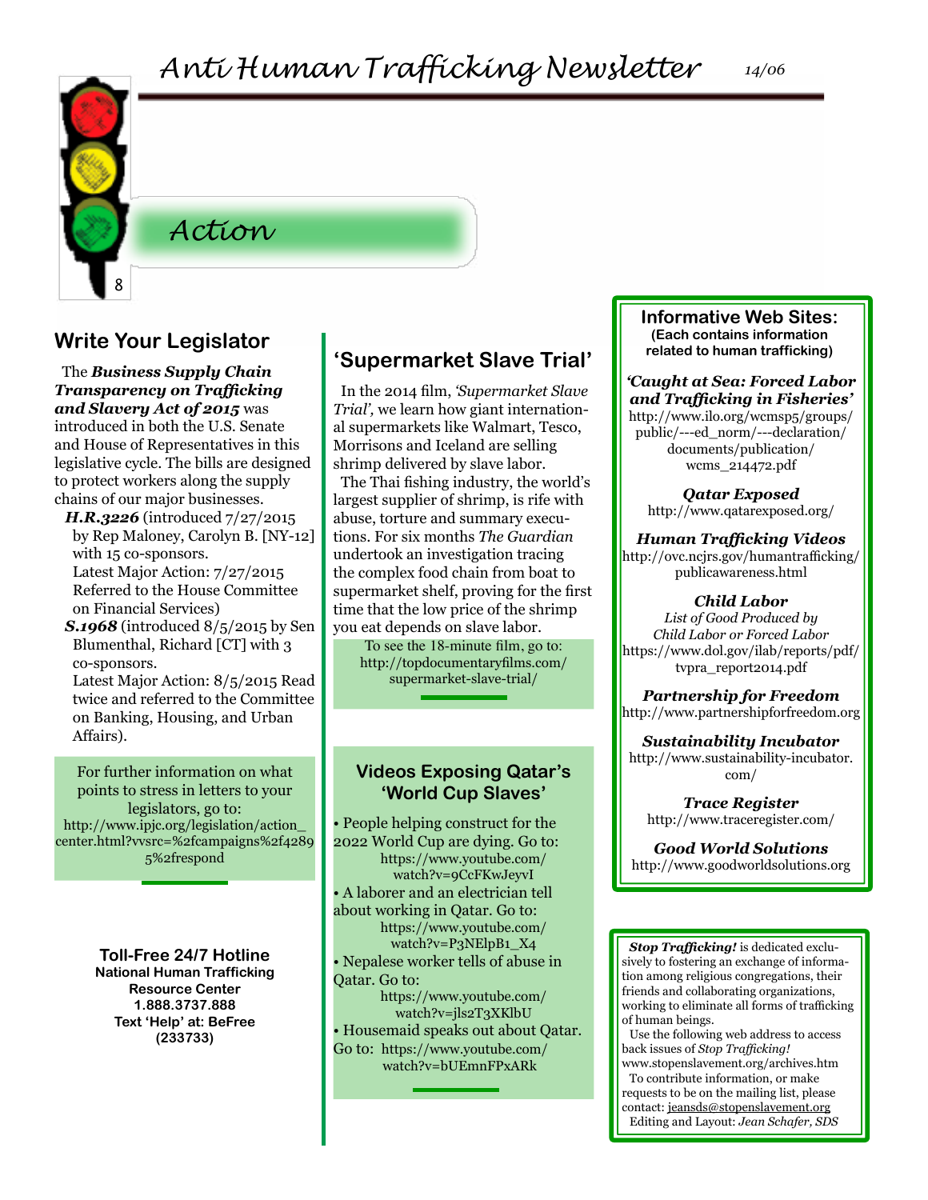# Action

## Write Your Legislator

The ***Business Supply Chain Transparency on Trafficking and Slavery Act of 2015*** was introduced in both the U.S. Senate and House of Representatives in this legislative cycle. The bills are designed to protect workers along the supply chains of our major businesses.

***H.R.3226*** (introduced 7/27/2015 by Rep Maloney, Carolyn B. [NY-12] with 15 co-sponsors.
Latest Major Action: 7/27/2015 Referred to the House Committee on Financial Services)

***S.1968*** (introduced 8/5/2015 by Sen Blumenthal, Richard [CT] with 3 co-sponsors.
Latest Major Action: 8/5/2015 Read twice and referred to the Committee on Banking, Housing, and Urban Affairs).

For further information on what points to stress in letters to your legislators, go to:
http://www.ipjc.org/legislation/action_center.html?vvsrc=%2fcampaigns%2f42895%2frespond

**Toll-Free 24/7 Hotline**
**National Human Trafficking Resource Center**
**1.888.3737.888**
**Text 'Help' at: BeFree (233733)**

## 'Supermarket Slave Trial'

In the 2014 film, *'Supermarket Slave Trial'*, we learn how giant international supermarkets like Walmart, Tesco, Morrisons and Iceland are selling shrimp delivered by slave labor.

The Thai fishing industry, the world's largest supplier of shrimp, is rife with abuse, torture and summary executions. For six months *The Guardian* undertook an investigation tracing the complex food chain from boat to supermarket shelf, proving for the first time that the low price of the shrimp you eat depends on slave labor.

To see the 18-minute film, go to:
http://topdocumentaryfilms.com/supermarket-slave-trial/

## Videos Exposing Qatar's 'World Cup Slaves'

- People helping construct for the 2022 World Cup are dying. Go to: https://www.youtube.com/watch?v=9CcFKwJeyvI
- A laborer and an electrician tell about working in Qatar. Go to: https://www.youtube.com/watch?v=P3NElpB1_X4
- Nepalese worker tells of abuse in Qatar. Go to: https://www.youtube.com/watch?v=jls2T3XKlbU
- Housemaid speaks out about Qatar. Go to: https://www.youtube.com/watch?v=bUEmnFPxARk

## Informative Web Sites:

**(Each contains information related to human trafficking)**

***'Caught at Sea: Forced Labor and Trafficking in Fisheries'***
http://www.ilo.org/wcmsp5/groups/public/---ed_norm/---declaration/documents/publication/wcms_214472.pdf

***Qatar Exposed***
http://www.qatarexposed.org/

***Human Trafficking Videos***
http://ovc.ncjrs.gov/humantrafficking/publicawareness.html

***Child Labor***
*List of Good Produced by Child Labor or Forced Labor*
https://www.dol.gov/ilab/reports/pdf/tvpra_report2014.pdf

***Partnership for Freedom***
http://www.partnershipforfreedom.org

***Sustainability Incubator***
http://www.sustainability-incubator.com/

***Trace Register***
http://www.traceregister.com/

***Good World Solutions***
http://www.goodworldsolutions.org

***Stop Trafficking!*** is dedicated exclusively to fostering an exchange of information among religious congregations, their friends and collaborating organizations, working to eliminate all forms of trafficking of human beings.

Use the following web address to access back issues of *Stop Trafficking!*
www.stopenslavement.org/archives.htm

To contribute information, or make requests to be on the mailing list, please contact: jeansds@stopenslavement.org

Editing and Layout: *Jean Schafer, SDS*